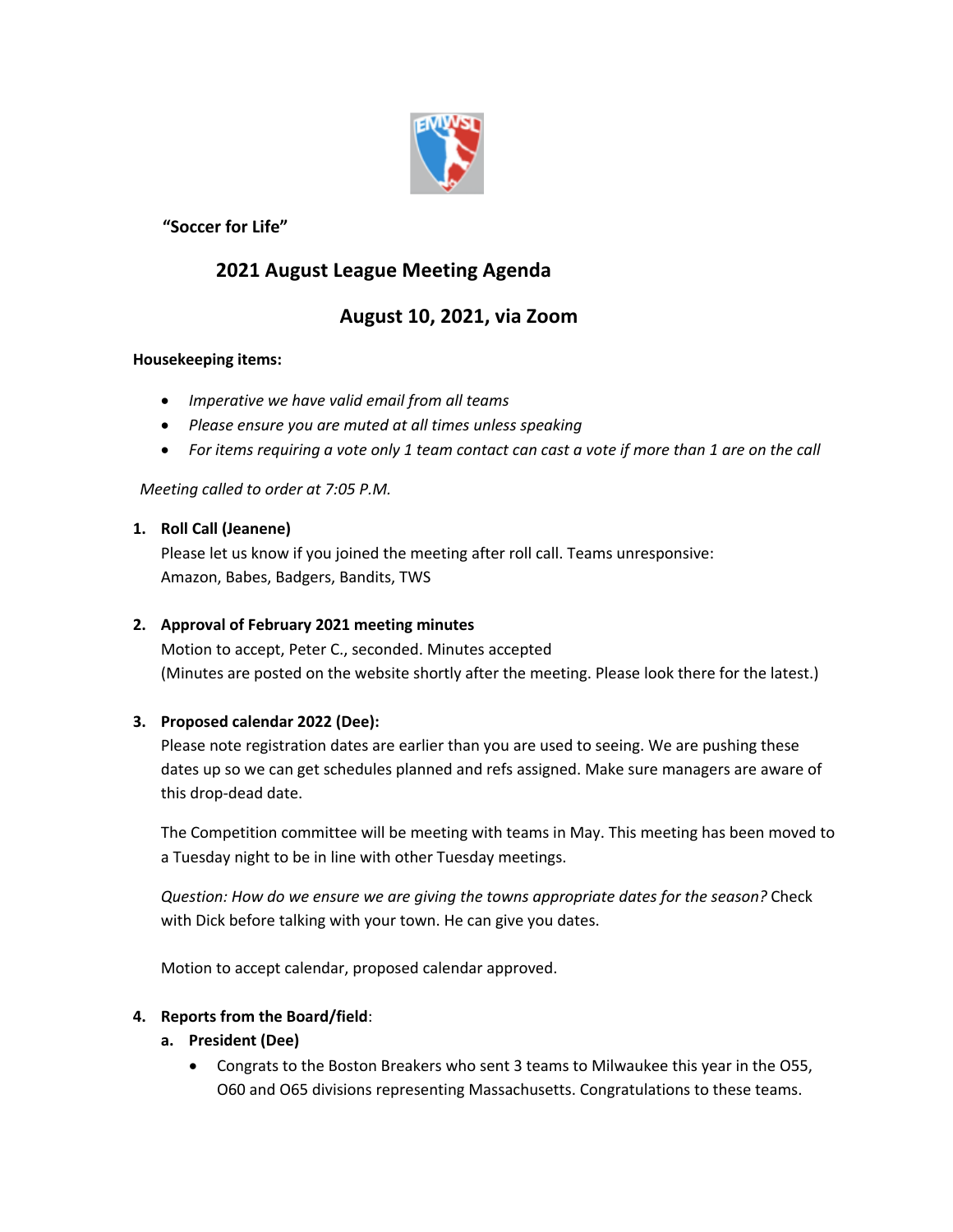**"Soccer for Life"**

# 2021 August League Meeting Agenda

## August 10, 2021, via Zoom

**Housekeeping items:**

- *Imperative we have valid email from all teams*
- *Please ensure you are muted at all times unless speaking*
- *For items requiring a vote only 1 team contact can cast a vote if more than 1 are on the call*

*Meeting called to order at 7:05 P.M.*

1. **Roll Call (Jeanene)**
   Please let us know if you joined the meeting after roll call. Teams unresponsive: Amazon, Babes, Badgers, Bandits, TWS

2. **Approval of February 2021 meeting minutes**
   Motion to accept, Peter C., seconded. Minutes accepted
   (Minutes are posted on the website shortly after the meeting. Please look there for the latest.)

3. **Proposed calendar 2022 (Dee):**
   Please note registration dates are earlier than you are used to seeing. We are pushing these dates up so we can get schedules planned and refs assigned. Make sure managers are aware of this drop-dead date.

   The Competition committee will be meeting with teams in May. This meeting has been moved to a Tuesday night to be in line with other Tuesday meetings.

   *Question: How do we ensure we are giving the towns appropriate dates for the season?* Check with Dick before talking with your town. He can give you dates.

   Motion to accept calendar, proposed calendar approved.

4. **Reports from the Board/field**:
   a. **President (Dee)**
      - Congrats to the Boston Breakers who sent 3 teams to Milwaukee this year in the O55, O60 and O65 divisions representing Massachusetts. Congratulations to these teams.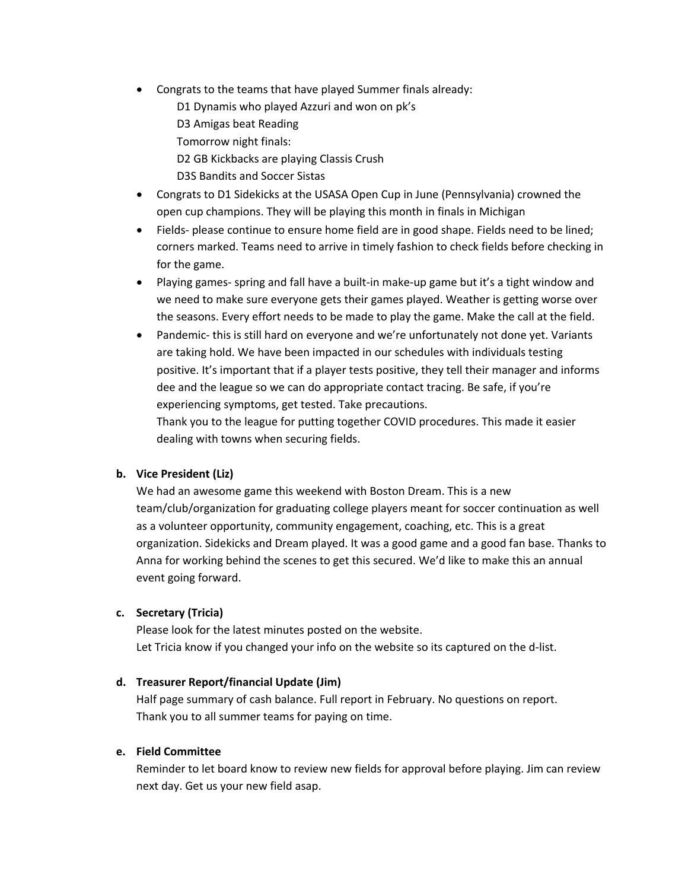- Congrats to the teams that have played Summer finals already:
  - D1 Dynamis who played Azzuri and won on pk's
  - D3 Amigas beat Reading
  - Tomorrow night finals:
  - D2 GB Kickbacks are playing Classis Crush
  - D3S Bandits and Soccer Sistas
- Congrats to D1 Sidekicks at the USASA Open Cup in June (Pennsylvania) crowned the open cup champions. They will be playing this month in finals in Michigan
- Fields- please continue to ensure home field are in good shape. Fields need to be lined; corners marked. Teams need to arrive in timely fashion to check fields before checking in for the game.
- Playing games- spring and fall have a built-in make-up game but it's a tight window and we need to make sure everyone gets their games played. Weather is getting worse over the seasons. Every effort needs to be made to play the game. Make the call at the field.
- Pandemic- this is still hard on everyone and we're unfortunately not done yet. Variants are taking hold. We have been impacted in our schedules with individuals testing positive. It's important that if a player tests positive, they tell their manager and informs dee and the league so we can do appropriate contact tracing. Be safe, if you're experiencing symptoms, get tested. Take precautions.

  Thank you to the league for putting together COVID procedures. This made it easier dealing with towns when securing fields.

**b. Vice President (Liz)**

We had an awesome game this weekend with Boston Dream. This is a new team/club/organization for graduating college players meant for soccer continuation as well as a volunteer opportunity, community engagement, coaching, etc. This is a great organization. Sidekicks and Dream played. It was a good game and a good fan base. Thanks to Anna for working behind the scenes to get this secured. We'd like to make this an annual event going forward.

**c. Secretary (Tricia)**

Please look for the latest minutes posted on the website.
Let Tricia know if you changed your info on the website so its captured on the d-list.

**d. Treasurer Report/financial Update (Jim)**

Half page summary of cash balance. Full report in February. No questions on report.
Thank you to all summer teams for paying on time.

**e. Field Committee**

Reminder to let board know to review new fields for approval before playing. Jim can review next day. Get us your new field asap.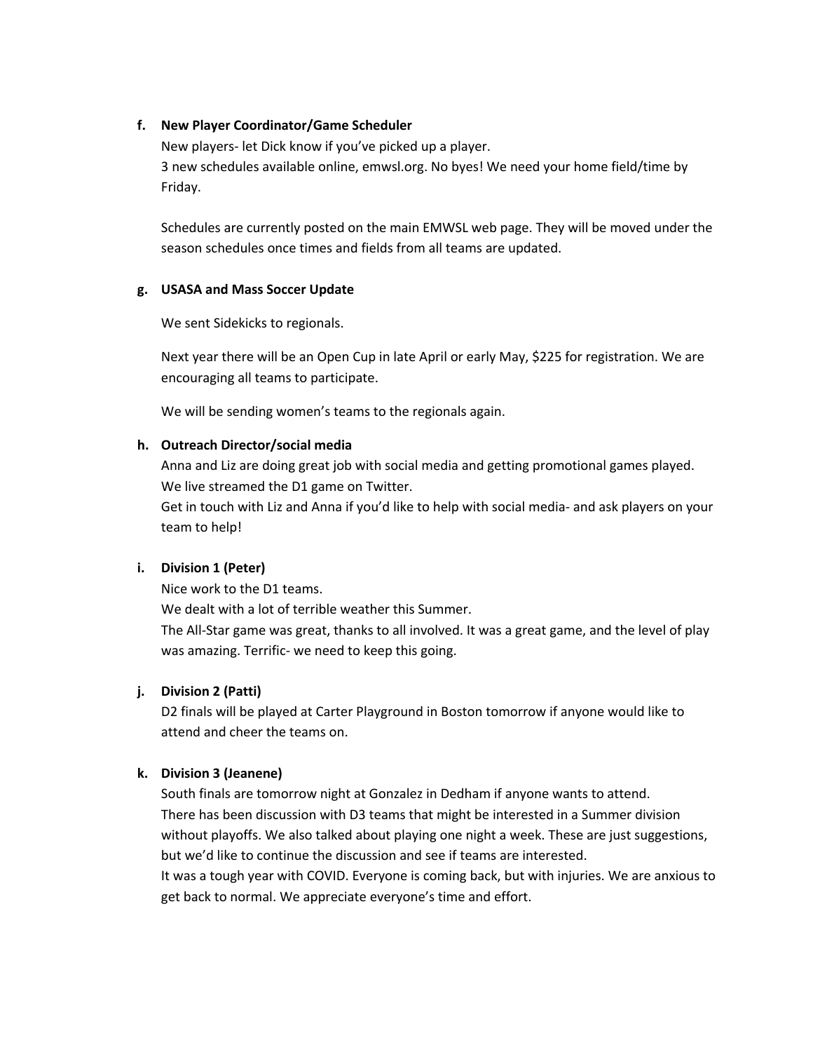**f. New Player Coordinator/Game Scheduler**

New players- let Dick know if you've picked up a player.
3 new schedules available online, emwsl.org. No byes! We need your home field/time by Friday.

Schedules are currently posted on the main EMWSL web page. They will be moved under the season schedules once times and fields from all teams are updated.

**g. USASA and Mass Soccer Update**

We sent Sidekicks to regionals.

Next year there will be an Open Cup in late April or early May, $225 for registration. We are encouraging all teams to participate.

We will be sending women's teams to the regionals again.

**h. Outreach Director/social media**

Anna and Liz are doing great job with social media and getting promotional games played.
We live streamed the D1 game on Twitter.
Get in touch with Liz and Anna if you'd like to help with social media- and ask players on your team to help!

**i. Division 1 (Peter)**

Nice work to the D1 teams.
We dealt with a lot of terrible weather this Summer.
The All-Star game was great, thanks to all involved. It was a great game, and the level of play was amazing. Terrific- we need to keep this going.

**j. Division 2 (Patti)**

D2 finals will be played at Carter Playground in Boston tomorrow if anyone would like to attend and cheer the teams on.

**k. Division 3 (Jeanene)**

South finals are tomorrow night at Gonzalez in Dedham if anyone wants to attend.
There has been discussion with D3 teams that might be interested in a Summer division without playoffs. We also talked about playing one night a week. These are just suggestions, but we'd like to continue the discussion and see if teams are interested.
It was a tough year with COVID. Everyone is coming back, but with injuries. We are anxious to get back to normal. We appreciate everyone's time and effort.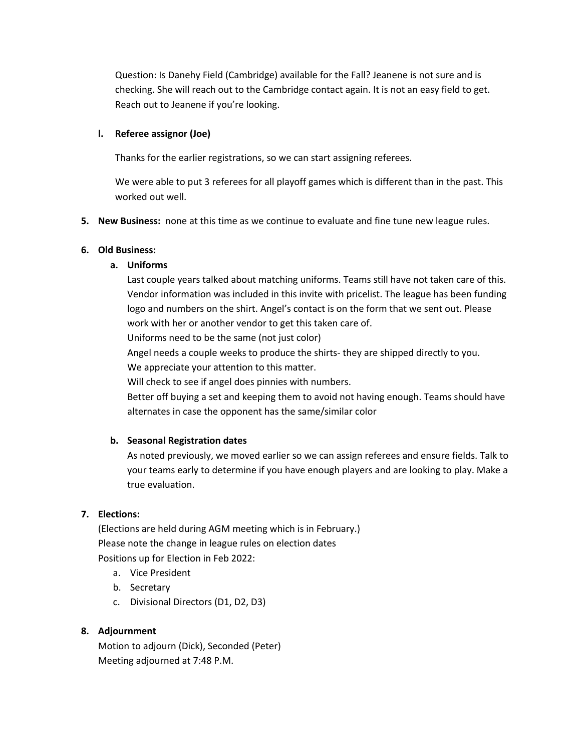Question: Is Danehy Field (Cambridge) available for the Fall? Jeanene is not sure and is checking. She will reach out to the Cambridge contact again. It is not an easy field to get. Reach out to Jeanene if you're looking.

**l. Referee assignor (Joe)**

Thanks for the earlier registrations, so we can start assigning referees.

We were able to put 3 referees for all playoff games which is different than in the past. This worked out well.

**5. New Business:** none at this time as we continue to evaluate and fine tune new league rules.

**6. Old Business:**

**a. Uniforms**

Last couple years talked about matching uniforms. Teams still have not taken care of this. Vendor information was included in this invite with pricelist. The league has been funding logo and numbers on the shirt. Angel's contact is on the form that we sent out. Please work with her or another vendor to get this taken care of.
Uniforms need to be the same (not just color)
Angel needs a couple weeks to produce the shirts- they are shipped directly to you.
We appreciate your attention to this matter.
Will check to see if angel does pinnies with numbers.
Better off buying a set and keeping them to avoid not having enough. Teams should have alternates in case the opponent has the same/similar color

**b. Seasonal Registration dates**

As noted previously, we moved earlier so we can assign referees and ensure fields. Talk to your teams early to determine if you have enough players and are looking to play. Make a true evaluation.

**7. Elections:**

(Elections are held during AGM meeting which is in February.)
Please note the change in league rules on election dates
Positions up for Election in Feb 2022:

a. Vice President
b. Secretary
c. Divisional Directors (D1, D2, D3)

**8. Adjournment**

Motion to adjourn (Dick), Seconded (Peter)
Meeting adjourned at 7:48 P.M.